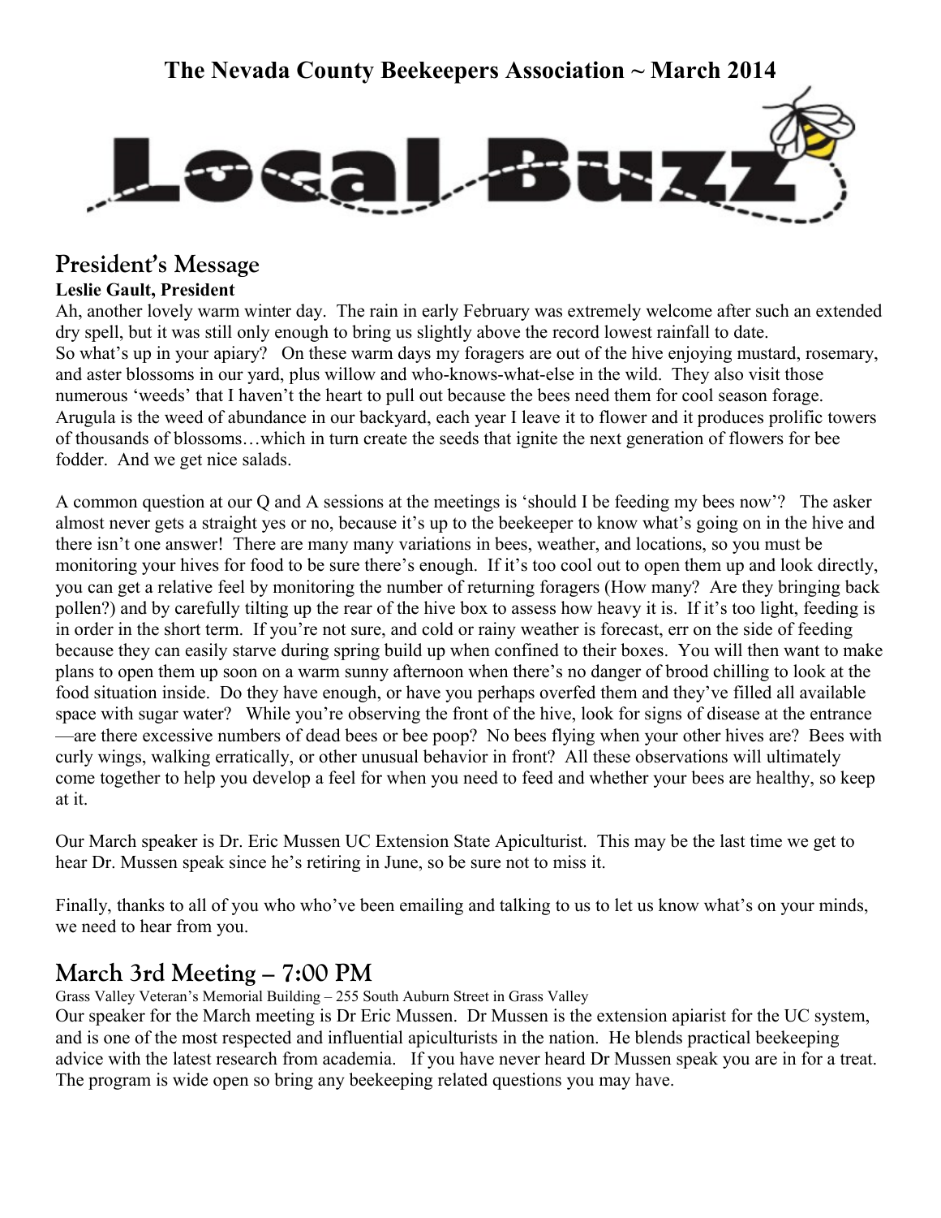# The Nevada County Beekeepers Association ~ March 2014

# Local Buzz

## President's Message

**Leslie Gault, President**

Ah, another lovely warm winter day. The rain in early February was extremely welcome after such an extended dry spell, but it was still only enough to bring us slightly above the record lowest rainfall to date.
So what's up in your apiary? On these warm days my foragers are out of the hive enjoying mustard, rosemary, and aster blossoms in our yard, plus willow and who-knows-what-else in the wild. They also visit those numerous 'weeds' that I haven't the heart to pull out because the bees need them for cool season forage. Arugula is the weed of abundance in our backyard, each year I leave it to flower and it produces prolific towers of thousands of blossoms…which in turn create the seeds that ignite the next generation of flowers for bee fodder. And we get nice salads.

A common question at our Q and A sessions at the meetings is 'should I be feeding my bees now'? The asker almost never gets a straight yes or no, because it's up to the beekeeper to know what's going on in the hive and there isn't one answer! There are many many variations in bees, weather, and locations, so you must be monitoring your hives for food to be sure there's enough. If it's too cool out to open them up and look directly, you can get a relative feel by monitoring the number of returning foragers (How many? Are they bringing back pollen?) and by carefully tilting up the rear of the hive box to assess how heavy it is. If it's too light, feeding is in order in the short term. If you're not sure, and cold or rainy weather is forecast, err on the side of feeding because they can easily starve during spring build up when confined to their boxes. You will then want to make plans to open them up soon on a warm sunny afternoon when there's no danger of brood chilling to look at the food situation inside. Do they have enough, or have you perhaps overfed them and they've filled all available space with sugar water? While you're observing the front of the hive, look for signs of disease at the entrance—are there excessive numbers of dead bees or bee poop? No bees flying when your other hives are? Bees with curly wings, walking erratically, or other unusual behavior in front? All these observations will ultimately come together to help you develop a feel for when you need to feed and whether your bees are healthy, so keep at it.

Our March speaker is Dr. Eric Mussen UC Extension State Apiculturist. This may be the last time we get to hear Dr. Mussen speak since he's retiring in June, so be sure not to miss it.

Finally, thanks to all of you who who've been emailing and talking to us to let us know what's on your minds, we need to hear from you.

## March 3rd Meeting – 7:00 PM

Grass Valley Veteran's Memorial Building – 255 South Auburn Street in Grass Valley

Our speaker for the March meeting is Dr Eric Mussen. Dr Mussen is the extension apiarist for the UC system, and is one of the most respected and influential apiculturists in the nation. He blends practical beekeeping advice with the latest research from academia. If you have never heard Dr Mussen speak you are in for a treat. The program is wide open so bring any beekeeping related questions you may have.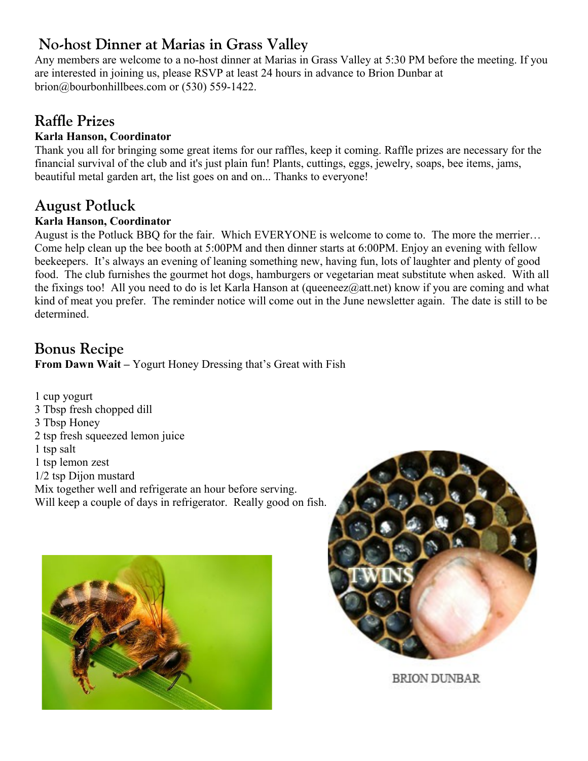## No-host Dinner at Marias in Grass Valley

Any members are welcome to a no-host dinner at Marias in Grass Valley at 5:30 PM before the meeting. If you are interested in joining us, please RSVP at least 24 hours in advance to Brion Dunbar at brion@bourbonhillbees.com or (530) 559-1422.

## Raffle Prizes

**Karla Hanson, Coordinator**

Thank you all for bringing some great items for our raffles, keep it coming. Raffle prizes are necessary for the financial survival of the club and it's just plain fun! Plants, cuttings, eggs, jewelry, soaps, bee items, jams, beautiful metal garden art, the list goes on and on... Thanks to everyone!

## August Potluck

**Karla Hanson, Coordinator**

August is the Potluck BBQ for the fair. Which EVERYONE is welcome to come to. The more the merrier… Come help clean up the bee booth at 5:00PM and then dinner starts at 6:00PM. Enjoy an evening with fellow beekeepers. It's always an evening of leaning something new, having fun, lots of laughter and plenty of good food. The club furnishes the gourmet hot dogs, hamburgers or vegetarian meat substitute when asked. With all the fixings too! All you need to do is let Karla Hanson at (queeneez@att.net) know if you are coming and what kind of meat you prefer. The reminder notice will come out in the June newsletter again. The date is still to be determined.

## Bonus Recipe

**From Dawn Wait –** Yogurt Honey Dressing that's Great with Fish

1 cup yogurt
3 Tbsp fresh chopped dill
3 Tbsp Honey
2 tsp fresh squeezed lemon juice
1 tsp salt
1 tsp lemon zest
1/2 tsp Dijon mustard
Mix together well and refrigerate an hour before serving.
Will keep a couple of days in refrigerator. Really good on fish.

BRION DUNBAR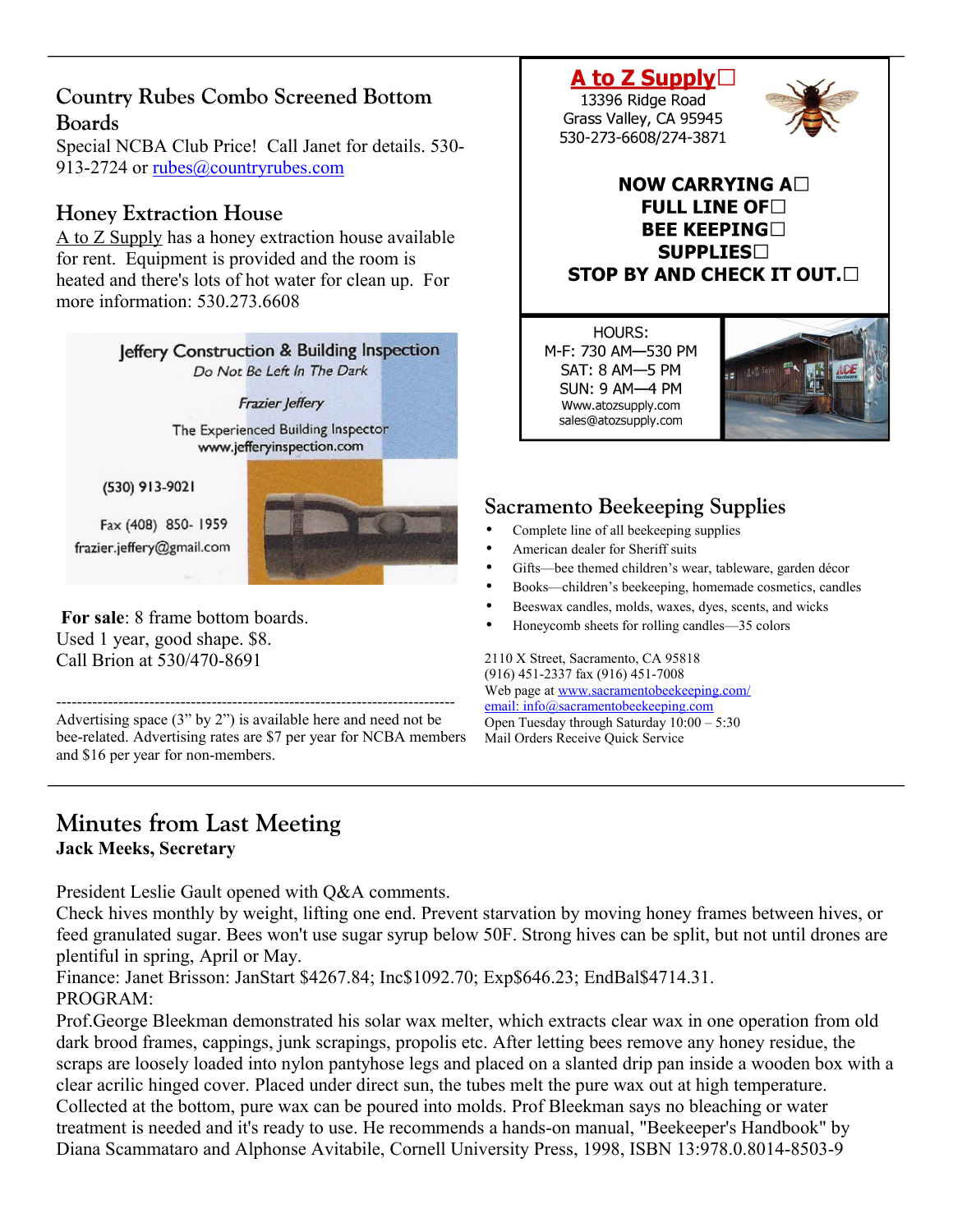## Country Rubes Combo Screened Bottom Boards

Special NCBA Club Price! Call Janet for details. 530-913-2724 or rubes@countryrubes.com

## Honey Extraction House

A to Z Supply has a honey extraction house available for rent. Equipment is provided and the room is heated and there's lots of hot water for clean up. For more information: 530.273.6608

Jeffery Construction & Building Inspection
*Do Not Be Left In The Dark*

*Frazier Jeffery*

The Experienced Building Inspector
www.jefferyinspection.com

(530) 913-9021

Fax (408) 850- 1959
frazier.jeffery@gmail.com

**For sale**: 8 frame bottom boards.
Used 1 year, good shape. $8.
Call Brion at 530/470-8691

---

Advertising space (3" by 2") is available here and need not be bee-related. Advertising rates are $7 per year for NCBA members and $16 per year for non-members.

**A to Z Supply**
13396 Ridge Road
Grass Valley, CA 95945
530-273-6608/274-3871

**NOW CARRYING A FULL LINE OF BEE KEEPING SUPPLIES**
**STOP BY AND CHECK IT OUT.**

HOURS:
M-F: 730 AM—530 PM
SAT: 8 AM—5 PM
SUN: 9 AM—4 PM
Www.atozsupply.com
sales@atozsupply.com

## Sacramento Beekeeping Supplies

- Complete line of all beekeeping supplies
- American dealer for Sheriff suits
- Gifts—bee themed children's wear, tableware, garden décor
- Books—children's beekeeping, homemade cosmetics, candles
- Beeswax candles, molds, waxes, dyes, scents, and wicks
- Honeycomb sheets for rolling candles—35 colors

2110 X Street, Sacramento, CA 95818
(916) 451-2337 fax (916) 451-7008
Web page at www.sacramentobeekeeping.com/
email: info@sacramentobeekeeping.com
Open Tuesday through Saturday 10:00 – 5:30
Mail Orders Receive Quick Service

---

# Minutes from Last Meeting

**Jack Meeks, Secretary**

President Leslie Gault opened with Q&A comments.
Check hives monthly by weight, lifting one end. Prevent starvation by moving honey frames between hives, or feed granulated sugar. Bees won't use sugar syrup below 50F. Strong hives can be split, but not until drones are plentiful in spring, April or May.
Finance: Janet Brisson: JanStart $4267.84; Inc$1092.70; Exp$646.23; EndBal$4714.31.
PROGRAM:
Prof.George Bleekman demonstrated his solar wax melter, which extracts clear wax in one operation from old dark brood frames, cappings, junk scrapings, propolis etc. After letting bees remove any honey residue, the scraps are loosely loaded into nylon pantyhose legs and placed on a slanted drip pan inside a wooden box with a clear acrilic hinged cover. Placed under direct sun, the tubes melt the pure wax out at high temperature. Collected at the bottom, pure wax can be poured into molds. Prof Bleekman says no bleaching or water treatment is needed and it's ready to use. He recommends a hands-on manual, "Beekeeper's Handbook" by Diana Scammataro and Alphonse Avitabile, Cornell University Press, 1998, ISBN 13:978.0.8014-8503-9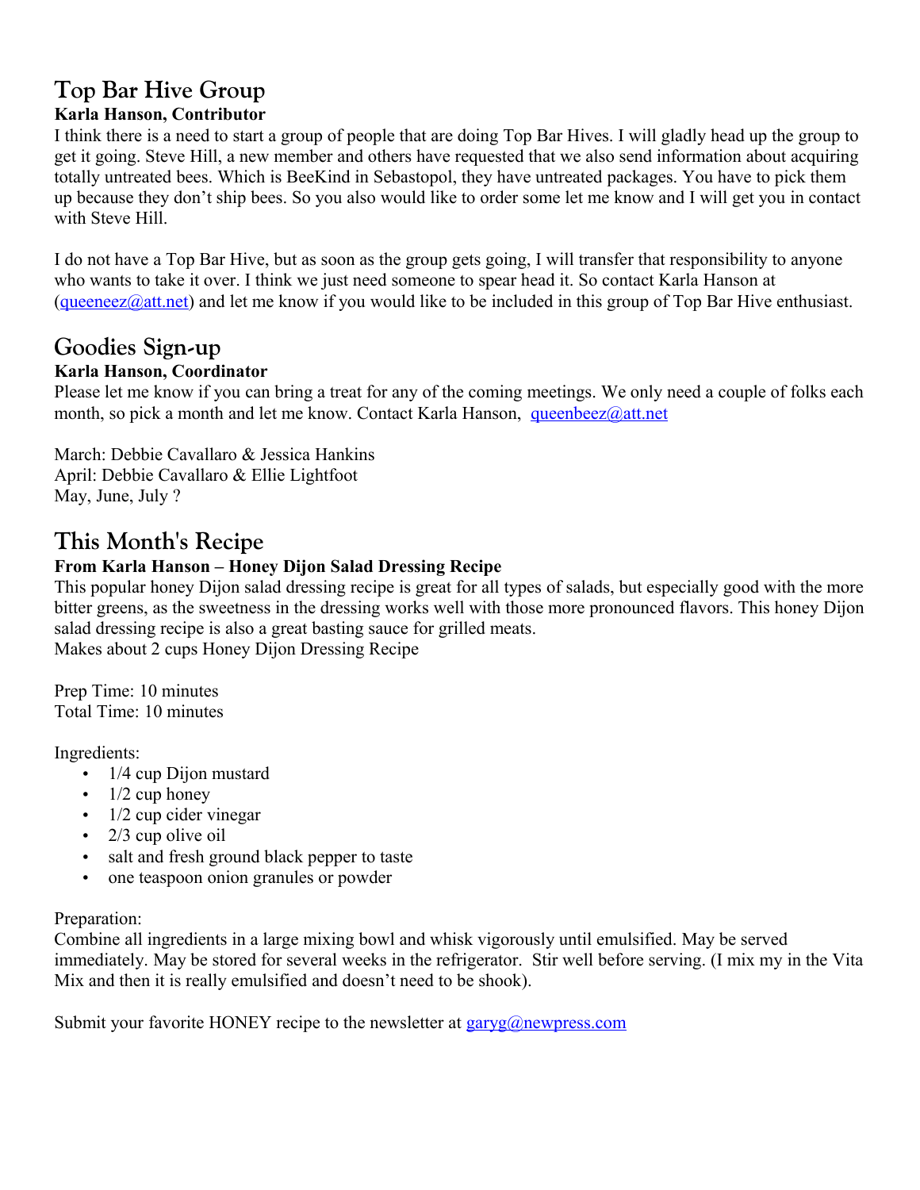## Top Bar Hive Group

**Karla Hanson, Contributor**

I think there is a need to start a group of people that are doing Top Bar Hives. I will gladly head up the group to get it going. Steve Hill, a new member and others have requested that we also send information about acquiring totally untreated bees. Which is BeeKind in Sebastopol, they have untreated packages. You have to pick them up because they don't ship bees. So you also would like to order some let me know and I will get you in contact with Steve Hill.

I do not have a Top Bar Hive, but as soon as the group gets going, I will transfer that responsibility to anyone who wants to take it over. I think we just need someone to spear head it. So contact Karla Hanson at (queeneez@att.net) and let me know if you would like to be included in this group of Top Bar Hive enthusiast.

## Goodies Sign-up

**Karla Hanson, Coordinator**

Please let me know if you can bring a treat for any of the coming meetings. We only need a couple of folks each month, so pick a month and let me know. Contact Karla Hanson, queenbeez@att.net

March: Debbie Cavallaro & Jessica Hankins
April: Debbie Cavallaro & Ellie Lightfoot
May, June, July ?

## This Month's Recipe

**From Karla Hanson – Honey Dijon Salad Dressing Recipe**

This popular honey Dijon salad dressing recipe is great for all types of salads, but especially good with the more bitter greens, as the sweetness in the dressing works well with those more pronounced flavors. This honey Dijon salad dressing recipe is also a great basting sauce for grilled meats.
Makes about 2 cups Honey Dijon Dressing Recipe

Prep Time: 10 minutes
Total Time: 10 minutes

Ingredients:

- 1/4 cup Dijon mustard
- 1/2 cup honey
- 1/2 cup cider vinegar
- 2/3 cup olive oil
- salt and fresh ground black pepper to taste
- one teaspoon onion granules or powder

Preparation:
Combine all ingredients in a large mixing bowl and whisk vigorously until emulsified. May be served immediately. May be stored for several weeks in the refrigerator. Stir well before serving. (I mix my in the Vita Mix and then it is really emulsified and doesn't need to be shook).

Submit your favorite HONEY recipe to the newsletter at garyg@newpress.com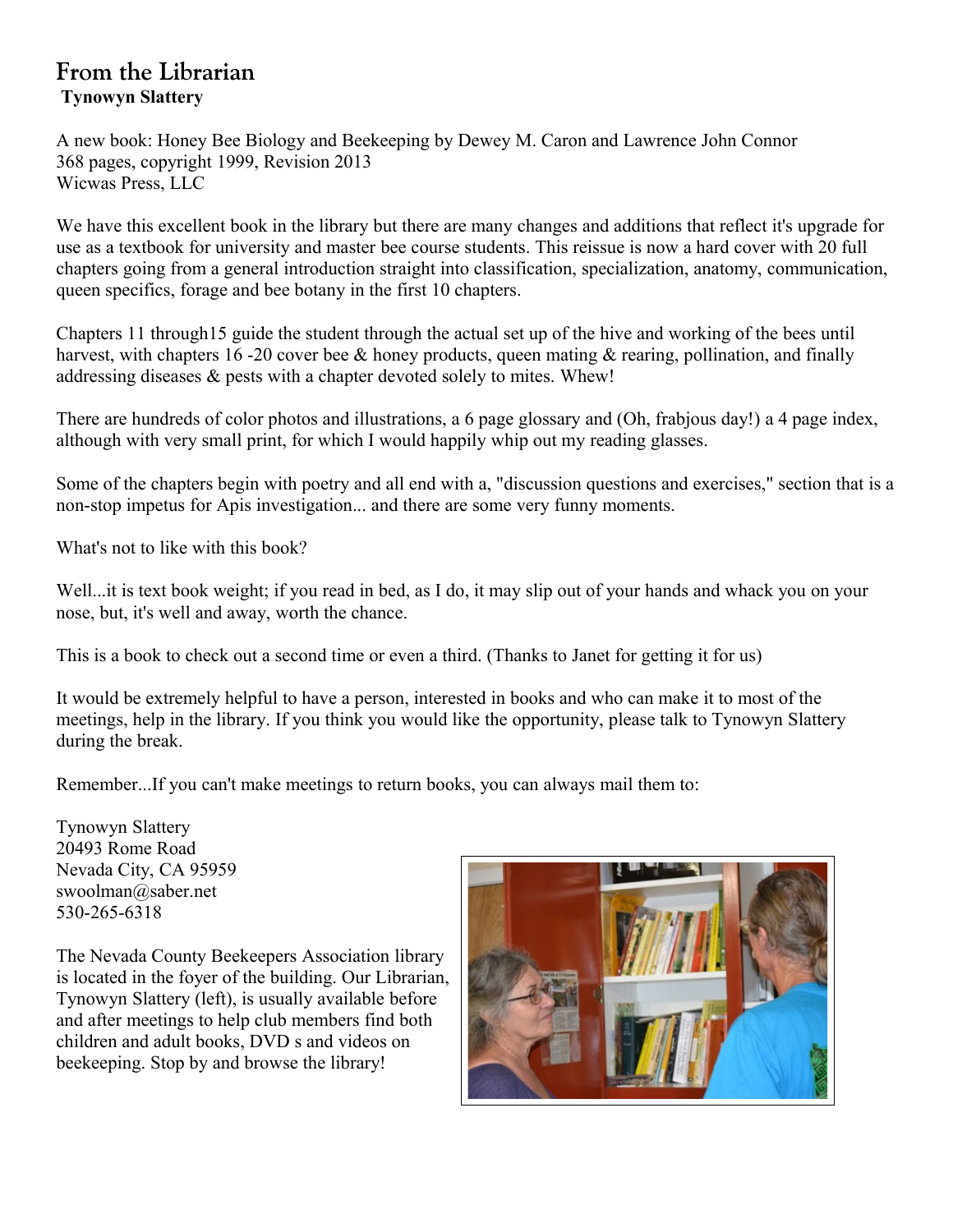# From the Librarian

**Tynowyn Slattery**

A new book: Honey Bee Biology and Beekeeping by Dewey M. Caron and Lawrence John Connor
368 pages, copyright 1999, Revision 2013
Wicwas Press, LLC

We have this excellent book in the library but there are many changes and additions that reflect it's upgrade for use as a textbook for university and master bee course students. This reissue is now a hard cover with 20 full chapters going from a general introduction straight into classification, specialization, anatomy, communication, queen specifics, forage and bee botany in the first 10 chapters.

Chapters 11 through15 guide the student through the actual set up of the hive and working of the bees until harvest, with chapters 16 -20 cover bee & honey products, queen mating & rearing, pollination, and finally addressing diseases & pests with a chapter devoted solely to mites. Whew!

There are hundreds of color photos and illustrations, a 6 page glossary and (Oh, frabjous day!) a 4 page index, although with very small print, for which I would happily whip out my reading glasses.

Some of the chapters begin with poetry and all end with a, "discussion questions and exercises," section that is a non-stop impetus for Apis investigation... and there are some very funny moments.

What's not to like with this book?

Well...it is text book weight; if you read in bed, as I do, it may slip out of your hands and whack you on your nose, but, it's well and away, worth the chance.

This is a book to check out a second time or even a third. (Thanks to Janet for getting it for us)

It would be extremely helpful to have a person, interested in books and who can make it to most of the meetings, help in the library. If you think you would like the opportunity, please talk to Tynowyn Slattery during the break.

Remember...If you can't make meetings to return books, you can always mail them to:

Tynowyn Slattery
20493 Rome Road
Nevada City, CA 95959
swoolman@saber.net
530-265-6318

The Nevada County Beekeepers Association library is located in the foyer of the building. Our Librarian, Tynowyn Slattery (left), is usually available before and after meetings to help club members find both children and adult books, DVD s and videos on beekeeping. Stop by and browse the library!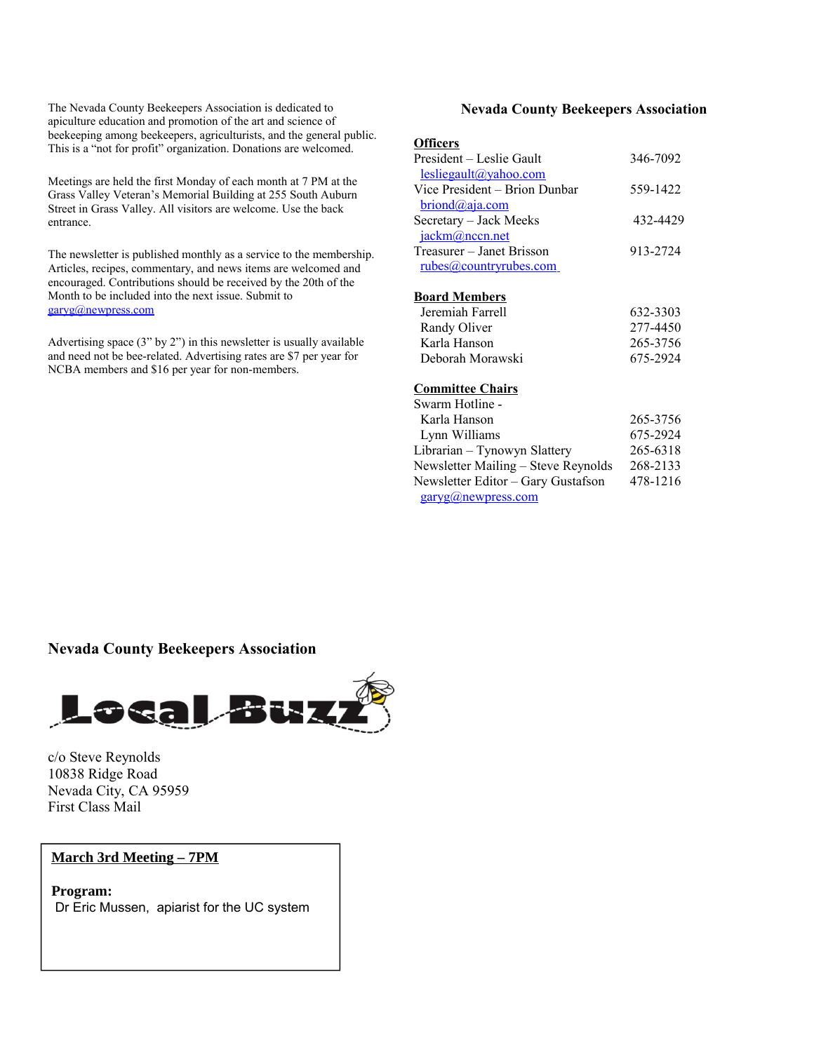The Nevada County Beekeepers Association is dedicated to apiculture education and promotion of the art and science of beekeeping among beekeepers, agriculturists, and the general public. This is a "not for profit" organization. Donations are welcomed.

Meetings are held the first Monday of each month at 7 PM at the Grass Valley Veteran's Memorial Building at 255 South Auburn Street in Grass Valley. All visitors are welcome. Use the back entrance.

The newsletter is published monthly as a service to the membership. Articles, recipes, commentary, and news items are welcomed and encouraged. Contributions should be received by the 20th of the Month to be included into the next issue. Submit to garyg@newpress.com

Advertising space (3" by 2") in this newsletter is usually available and need not be bee-related. Advertising rates are $7 per year for NCBA members and $16 per year for non-members.

## Nevada County Beekeepers Association

**Officers**

| | |
|---|---|
| President – Leslie Gault | 346-7092 |
| lesliegault@yahoo.com | |
| Vice President – Brion Dunbar | 559-1422 |
| briond@aja.com | |
| Secretary – Jack Meeks | 432-4429 |
| jackm@nccn.net | |
| Treasurer – Janet Brisson | 913-2724 |
| rubes@countryrubes.com | |

**Board Members**

| | |
|---|---|
| Jeremiah Farrell | 632-3303 |
| Randy Oliver | 277-4450 |
| Karla Hanson | 265-3756 |
| Deborah Morawski | 675-2924 |

**Committee Chairs**

| | |
|---|---|
| Swarm Hotline - | |
| Karla Hanson | 265-3756 |
| Lynn Williams | 675-2924 |
| Librarian – Tynowyn Slattery | 265-6318 |
| Newsletter Mailing – Steve Reynolds | 268-2133 |
| Newsletter Editor – Gary Gustafson | 478-1216 |
| garyg@newpress.com | |

## Nevada County Beekeepers Association

Local Buzz

c/o Steve Reynolds
10838 Ridge Road
Nevada City, CA 95959
First Class Mail

**March 3rd Meeting – 7PM**

**Program:**
Dr Eric Mussen, apiarist for the UC system